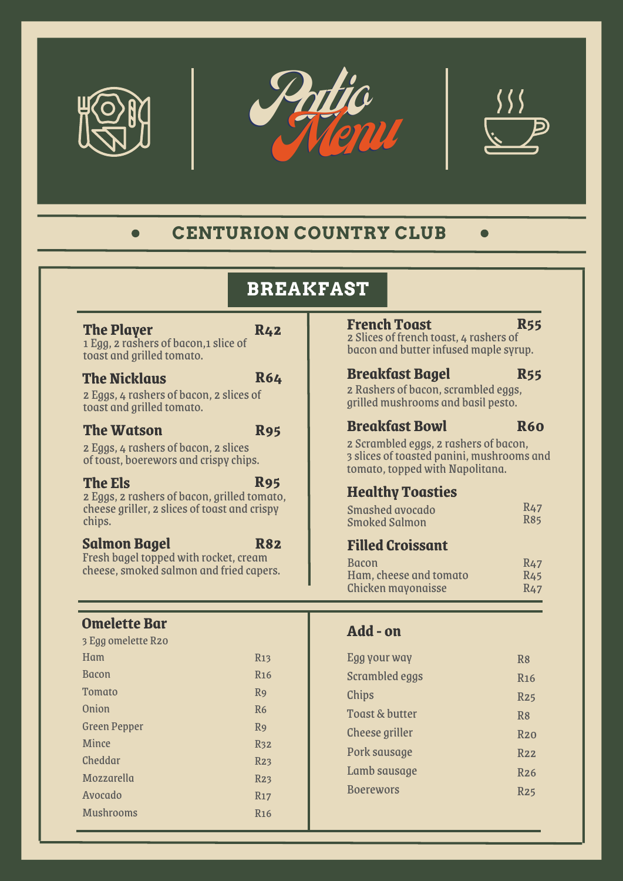# Patio Menu

## CENTURION COUNTRY CLUB

## BREAKFAST

### The Player — R42

1 Egg, 2 rashers of bacon,1 slice of toast and grilled tomato.

### The Nicklaus — R64

2 Eggs, 4 rashers of bacon, 2 slices of toast and grilled tomato.

### The Watson — R95

2 Eggs, 4 rashers of bacon, 2 slices of toast, boerewors and crispy chips.

### The Els — R95

2 Eggs, 2 rashers of bacon, grilled tomato, cheese griller, 2 slices of toast and crispy chips.

### Salmon Bagel — R82

Fresh bagel topped with rocket, cream cheese, smoked salmon and fried capers.

### French Toast — R55

2 Slices of french toast, 4 rashers of bacon and butter infused maple syrup.

### Breakfast Bagel — R55

2 Rashers of bacon, scrambled eggs, grilled mushrooms and basil pesto.

### Breakfast Bowl — R60

2 Scrambled eggs, 2 rashers of bacon, 3 slices of toasted panini, mushrooms and tomato, topped with Napolitana.

### Healthy Toasties

| Item | Price |
|---|---|
| Smashed avocado | R47 |
| Smoked Salmon | R85 |

### Filled Croissant

| Item | Price |
|---|---|
| Bacon | R47 |
| Ham, cheese and tomato | R45 |
| Chicken mayonaisse | R47 |

### Omelette Bar

3 Egg omelette R20

| Item | Price |
|---|---|
| Ham | R13 |
| Bacon | R16 |
| Tomato | R9 |
| Onion | R6 |
| Green Pepper | R9 |
| Mince | R32 |
| Cheddar | R23 |
| Mozzarella | R23 |
| Avocado | R17 |
| Mushrooms | R16 |

### Add - on

| Item | Price |
|---|---|
| Egg your way | R8 |
| Scrambled eggs | R16 |
| Chips | R25 |
| Toast & butter | R8 |
| Cheese griller | R20 |
| Pork sausage | R22 |
| Lamb sausage | R26 |
| Boerewors | R25 |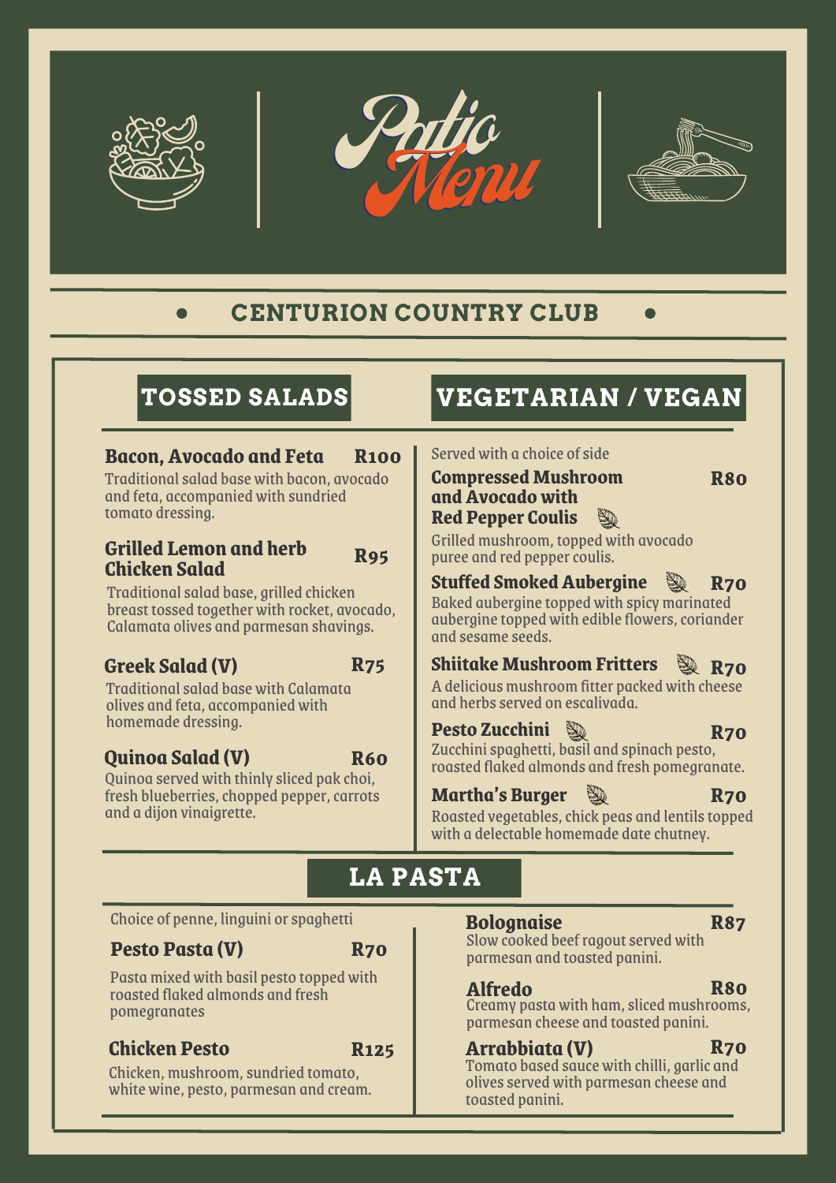# Patio Menu

## CENTURION COUNTRY CLUB

## TOSSED SALADS

**Bacon, Avocado and Feta** **R100**
Traditional salad base with bacon, avocado and feta, accompanied with sundried tomato dressing.

**Grilled Lemon and herb Chicken Salad** **R95**
Traditional salad base, grilled chicken breast tossed together with rocket, avocado, Calamata olives and parmesan shavings.

**Greek Salad (V)** **R75**
Traditional salad base with Calamata olives and feta, accompanied with homemade dressing.

**Quinoa Salad (V)** **R60**
Quinoa served with thinly sliced pak choi, fresh blueberries, chopped pepper, carrots and a dijon vinaigrette.

## VEGETARIAN / VEGAN

Served with a choice of side

**Compressed Mushroom and Avocado with Red Pepper Coulis** **R80**
Grilled mushroom, topped with avocado puree and red pepper coulis.

**Stuffed Smoked Aubergine** **R70**
Baked aubergine topped with spicy marinated aubergine topped with edible flowers, coriander and sesame seeds.

**Shiitake Mushroom Fritters** **R70**
A delicious mushroom fitter packed with cheese and herbs served on escalivada.

**Pesto Zucchini** **R70**
Zucchini spaghetti, basil and spinach pesto, roasted flaked almonds and fresh pomegranate.

**Martha's Burger** **R70**
Roasted vegetables, chick peas and lentils topped with a delectable homemade date chutney.

## LA PASTA

Choice of penne, linguini or spaghetti

**Pesto Pasta (V)** **R70**
Pasta mixed with basil pesto topped with roasted flaked almonds and fresh pomegranates

**Chicken Pesto** **R125**
Chicken, mushroom, sundried tomato, white wine, pesto, parmesan and cream.

**Bolognaise** **R87**
Slow cooked beef ragout served with parmesan and toasted panini.

**Alfredo** **R80**
Creamy pasta with ham, sliced mushrooms, parmesan cheese and toasted panini.

**Arrabbiata (V)** **R70**
Tomato based sauce with chilli, garlic and olives served with parmesan cheese and toasted panini.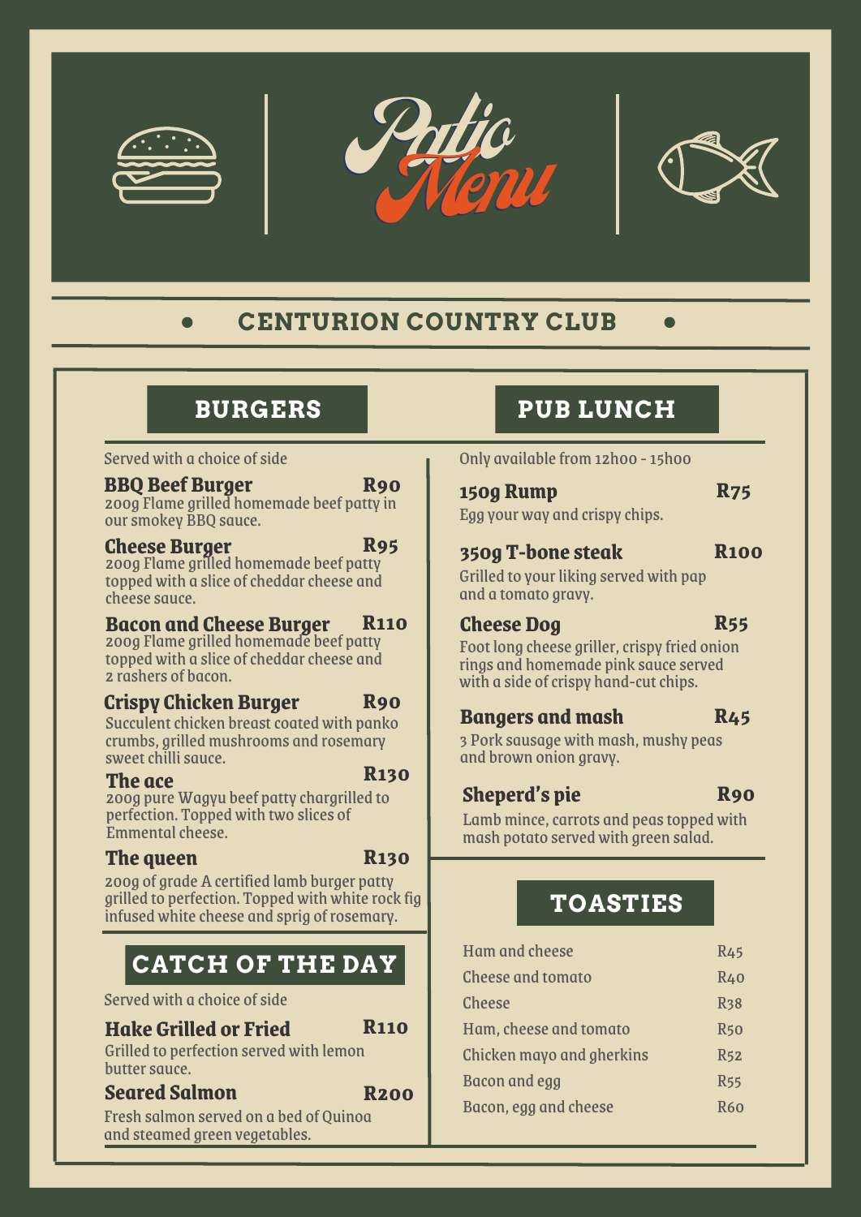# Patio Menu

## CENTURION COUNTRY CLUB

## BURGERS

Served with a choice of side

**BBQ Beef Burger** — **R90**
200g Flame grilled homemade beef patty in our smokey BBQ sauce.

**Cheese Burger** — **R95**
200g Flame grilled homemade beef patty topped with a slice of cheddar cheese and cheese sauce.

**Bacon and Cheese Burger** — **R110**
200g Flame grilled homemade beef patty topped with a slice of cheddar cheese and 2 rashers of bacon.

**Crispy Chicken Burger** — **R90**
Succulent chicken breast coated with panko crumbs, grilled mushrooms and rosemary sweet chilli sauce.

**The ace** — **R130**
200g pure Wagyu beef patty chargrilled to perfection. Topped with two slices of Emmental cheese.

**The queen** — **R130**
200g of grade A certified lamb burger patty grilled to perfection. Topped with white rock fig infused white cheese and sprig of rosemary.

## CATCH OF THE DAY

Served with a choice of side

**Hake Grilled or Fried** — **R110**
Grilled to perfection served with lemon butter sauce.

**Seared Salmon** — **R200**
Fresh salmon served on a bed of Quinoa and steamed green vegetables.

## PUB LUNCH

Only available from 12h00 - 15h00

**150g Rump** — **R75**
Egg your way and crispy chips.

**350g T-bone steak** — **R100**
Grilled to your liking served with pap and a tomato gravy.

**Cheese Dog** — **R55**
Foot long cheese griller, crispy fried onion rings and homemade pink sauce served with a side of crispy hand-cut chips.

**Bangers and mash** — **R45**
3 Pork sausage with mash, mushy peas and brown onion gravy.

**Sheperd's pie** — **R90**
Lamb mince, carrots and peas topped with mash potato served with green salad.

## TOASTIES

| Item | Price |
|---|---|
| Ham and cheese | R45 |
| Cheese and tomato | R40 |
| Cheese | R38 |
| Ham, cheese and tomato | R50 |
| Chicken mayo and gherkins | R52 |
| Bacon and egg | R55 |
| Bacon, egg and cheese | R60 |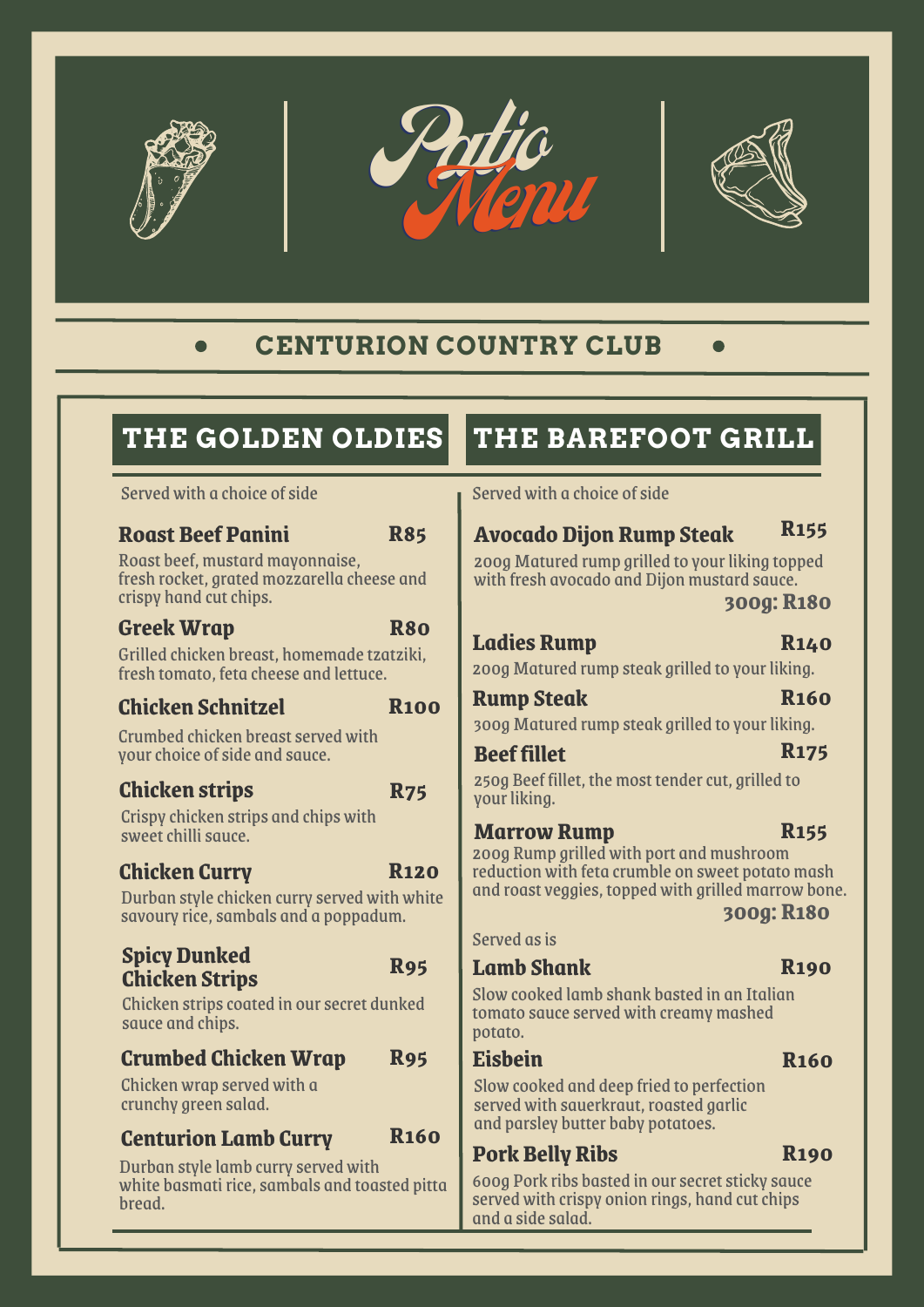# Patio Menu

## CENTURION COUNTRY CLUB

## THE GOLDEN OLDIES

Served with a choice of side

**Roast Beef Panini** — **R85**
Roast beef, mustard mayonnaise, fresh rocket, grated mozzarella cheese and crispy hand cut chips.

**Greek Wrap** — **R80**
Grilled chicken breast, homemade tzatziki, fresh tomato, feta cheese and lettuce.

**Chicken Schnitzel** — **R100**
Crumbed chicken breast served with your choice of side and sauce.

**Chicken strips** — **R75**
Crispy chicken strips and chips with sweet chilli sauce.

**Chicken Curry** — **R120**
Durban style chicken curry served with white savoury rice, sambals and a poppadum.

**Spicy Dunked Chicken Strips** — **R95**
Chicken strips coated in our secret dunked sauce and chips.

**Crumbed Chicken Wrap** — **R95**
Chicken wrap served with a crunchy green salad.

**Centurion Lamb Curry** — **R160**
Durban style lamb curry served with white basmati rice, sambals and toasted pitta bread.

## THE BAREFOOT GRILL

Served with a choice of side

**Avocado Dijon Rump Steak** — **R155**
200g Matured rump grilled to your liking topped with fresh avocado and Dijon mustard sauce.
**300g: R180**

**Ladies Rump** — **R140**
200g Matured rump steak grilled to your liking.

**Rump Steak** — **R160**
300g Matured rump steak grilled to your liking.

**Beef fillet** — **R175**
250g Beef fillet, the most tender cut, grilled to your liking.

**Marrow Rump** — **R155**
200g Rump grilled with port and mushroom reduction with feta crumble on sweet potato mash and roast veggies, topped with grilled marrow bone.
**300g: R180**

Served as is

**Lamb Shank** — **R190**
Slow cooked lamb shank basted in an Italian tomato sauce served with creamy mashed potato.

**Eisbein** — **R160**
Slow cooked and deep fried to perfection served with sauerkraut, roasted garlic and parsley butter baby potatoes.

**Pork Belly Ribs** — **R190**
600g Pork ribs basted in our secret sticky sauce served with crispy onion rings, hand cut chips and a side salad.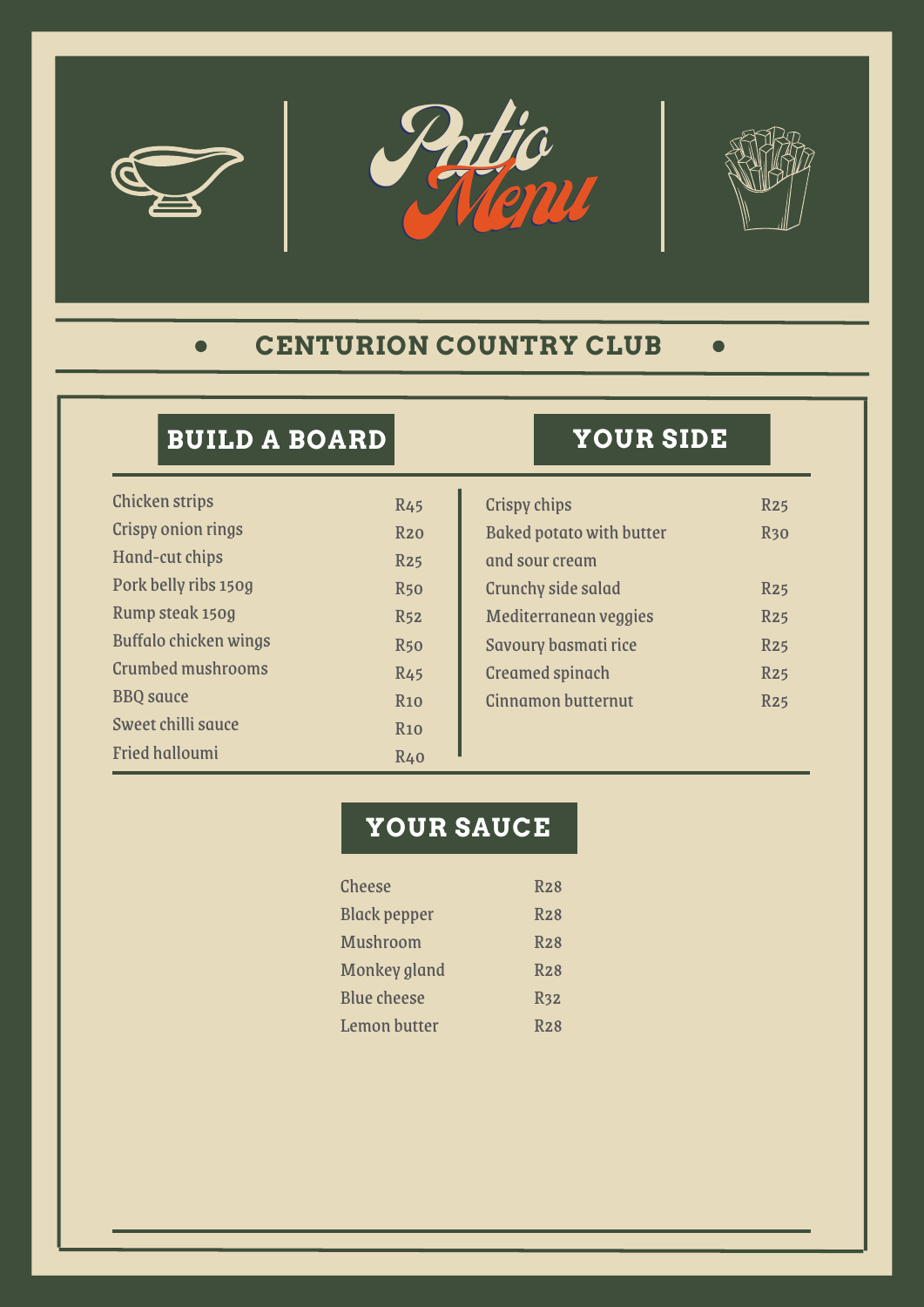# Patio Menu

## CENTURION COUNTRY CLUB

### BUILD A BOARD

| Item | Price |
|---|---|
| Chicken strips | R45 |
| Crispy onion rings | R20 |
| Hand-cut chips | R25 |
| Pork belly ribs 150g | R50 |
| Rump steak 150g | R52 |
| Buffalo chicken wings | R50 |
| Crumbed mushrooms | R45 |
| BBQ sauce | R10 |
| Sweet chilli sauce | R10 |
| Fried halloumi | R40 |

### YOUR SIDE

| Item | Price |
|---|---|
| Crispy chips | R25 |
| Baked potato with butter and sour cream | R30 |
| Crunchy side salad | R25 |
| Mediterranean veggies | R25 |
| Savoury basmati rice | R25 |
| Creamed spinach | R25 |
| Cinnamon butternut | R25 |

### YOUR SAUCE

| Item | Price |
|---|---|
| Cheese | R28 |
| Black pepper | R28 |
| Mushroom | R28 |
| Monkey gland | R28 |
| Blue cheese | R32 |
| Lemon butter | R28 |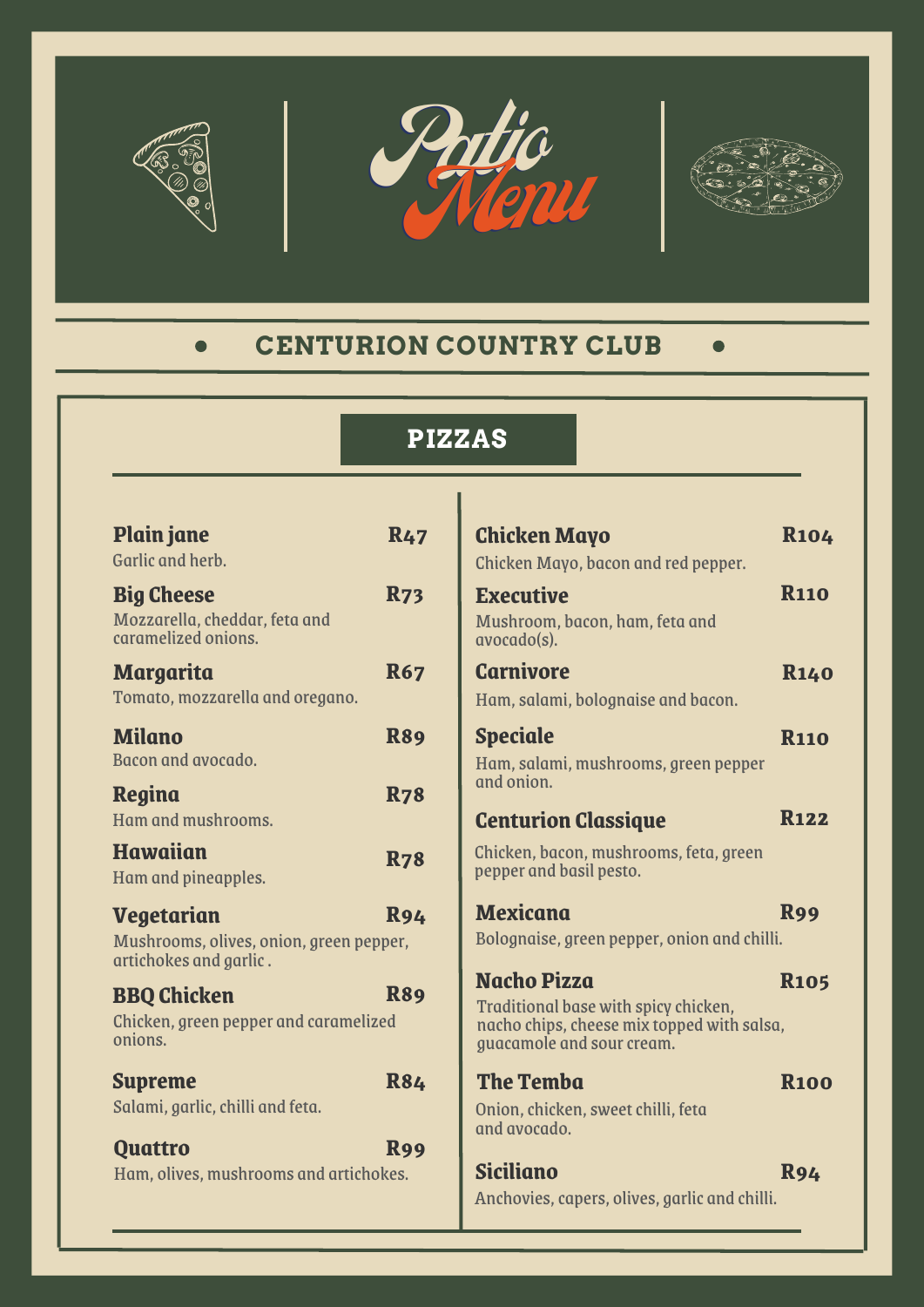# Patio Menu

## CENTURION COUNTRY CLUB

### PIZZAS

**Plain jane** — **R47**
Garlic and herb.

**Big Cheese** — **R73**
Mozzarella, cheddar, feta and caramelized onions.

**Margarita** — **R67**
Tomato, mozzarella and oregano.

**Milano** — **R89**
Bacon and avocado.

**Regina** — **R78**
Ham and mushrooms.

**Hawaiian** — **R78**
Ham and pineapples.

**Vegetarian** — **R94**
Mushrooms, olives, onion, green pepper, artichokes and garlic .

**BBQ Chicken** — **R89**
Chicken, green pepper and caramelized onions.

**Supreme** — **R84**
Salami, garlic, chilli and feta.

**Quattro** — **R99**
Ham, olives, mushrooms and artichokes.

**Chicken Mayo** — **R104**
Chicken Mayo, bacon and red pepper.

**Executive** — **R110**
Mushroom, bacon, ham, feta and avocado(s).

**Carnivore** — **R140**
Ham, salami, bolognaise and bacon.

**Speciale** — **R110**
Ham, salami, mushrooms, green pepper and onion.

**Centurion Classique** — **R122**
Chicken, bacon, mushrooms, feta, green pepper and basil pesto.

**Mexicana** — **R99**
Bolognaise, green pepper, onion and chilli.

**Nacho Pizza** — **R105**
Traditional base with spicy chicken, nacho chips, cheese mix topped with salsa, guacamole and sour cream.

**The Temba** — **R100**
Onion, chicken, sweet chilli, feta and avocado.

**Siciliano** — **R94**
Anchovies, capers, olives, garlic and chilli.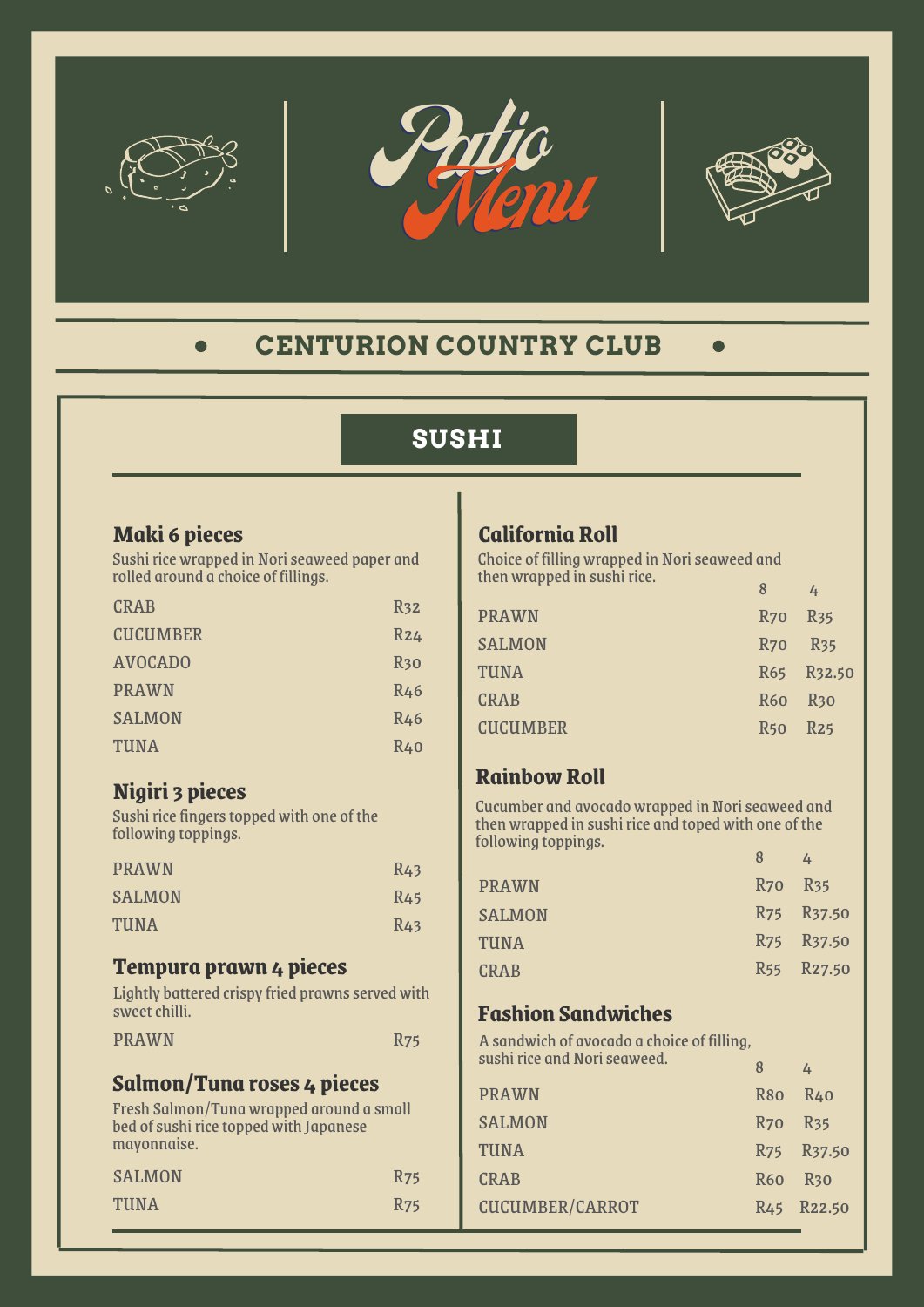# Patio Menu

## CENTURION COUNTRY CLUB

## SUSHI

### Maki 6 pieces

Sushi rice wrapped in Nori seaweed paper and rolled around a choice of fillings.

| | |
|---|---|
| CRAB | R32 |
| CUCUMBER | R24 |
| AVOCADO | R30 |
| PRAWN | R46 |
| SALMON | R46 |
| TUNA | R40 |

### Nigiri 3 pieces

Sushi rice fingers topped with one of the following toppings.

| | |
|---|---|
| PRAWN | R43 |
| SALMON | R45 |
| TUNA | R43 |

### Tempura prawn 4 pieces

Lightly battered crispy fried prawns served with sweet chilli.

| | |
|---|---|
| PRAWN | R75 |

### Salmon/Tuna roses 4 pieces

Fresh Salmon/Tuna wrapped around a small bed of sushi rice topped with Japanese mayonnaise.

| | |
|---|---|
| SALMON | R75 |
| TUNA | R75 |

### California Roll

Choice of filling wrapped in Nori seaweed and then wrapped in sushi rice.

| | 8 | 4 |
|---|---|---|
| PRAWN | R70 | R35 |
| SALMON | R70 | R35 |
| TUNA | R65 | R32.50 |
| CRAB | R60 | R30 |
| CUCUMBER | R50 | R25 |

### Rainbow Roll

Cucumber and avocado wrapped in Nori seaweed and then wrapped in sushi rice and toped with one of the following toppings.

| | 8 | 4 |
|---|---|---|
| PRAWN | R70 | R35 |
| SALMON | R75 | R37.50 |
| TUNA | R75 | R37.50 |
| CRAB | R55 | R27.50 |

### Fashion Sandwiches

A sandwich of avocado a choice of filling, sushi rice and Nori seaweed.

| | 8 | 4 |
|---|---|---|
| PRAWN | R80 | R40 |
| SALMON | R70 | R35 |
| TUNA | R75 | R37.50 |
| CRAB | R60 | R30 |
| CUCUMBER/CARROT | R45 | R22.50 |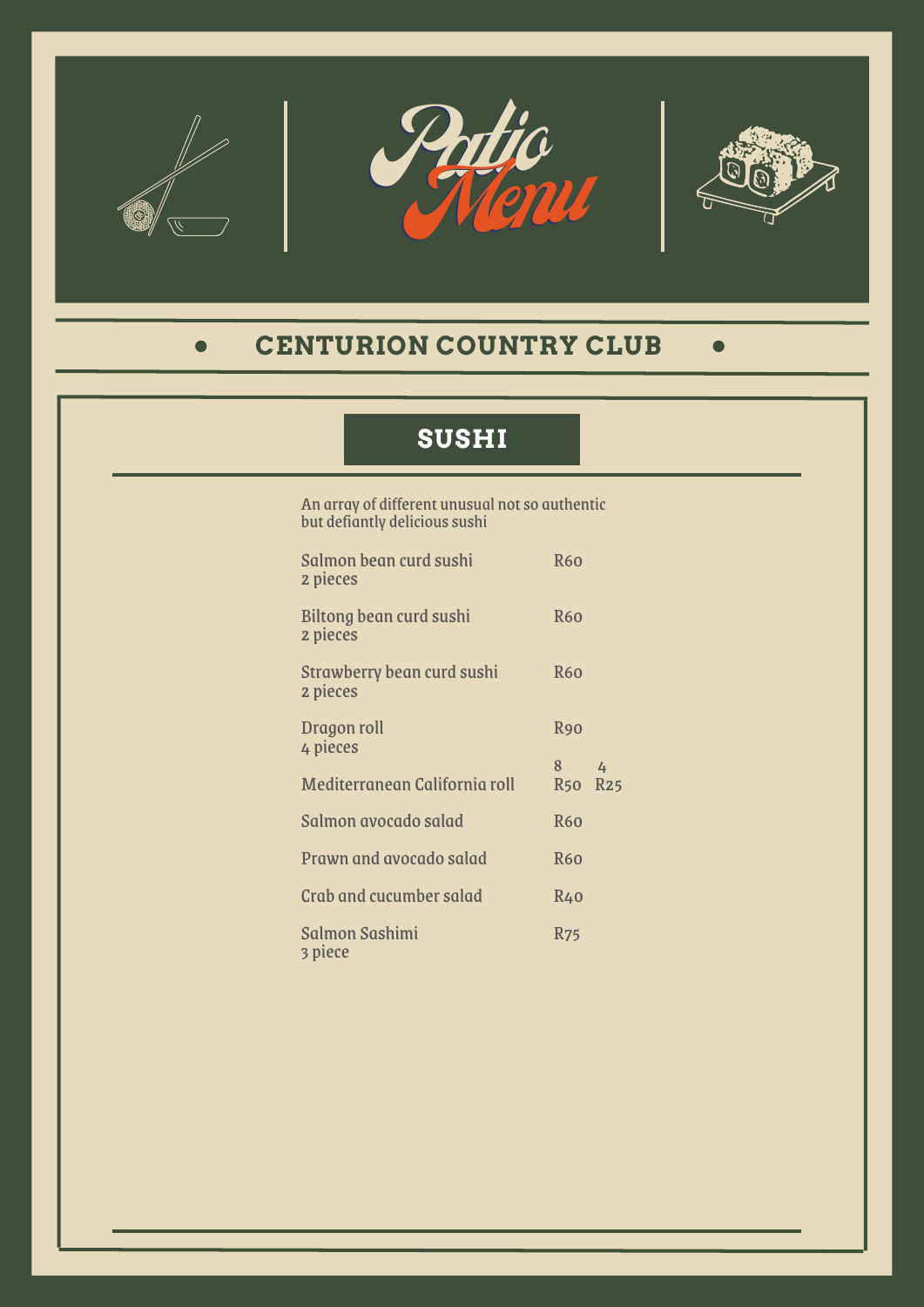# Patio Menu

## CENTURION COUNTRY CLUB

### SUSHI

An array of different unusual not so authentic but defiantly delicious sushi

| Item | Price | |
|---|---|---|
| Salmon bean curd sushi<br>2 pieces | R60 | |
| Biltong bean curd sushi<br>2 pieces | R60 | |
| Strawberry bean curd sushi<br>2 pieces | R60 | |
| Dragon roll<br>4 pieces | R90 | |
| | 8 | 4 |
| Mediterranean California roll | R50 | R25 |
| Salmon avocado salad | R60 | |
| Prawn and avocado salad | R60 | |
| Crab and cucumber salad | R40 | |
| Salmon Sashimi<br>3 piece | R75 | |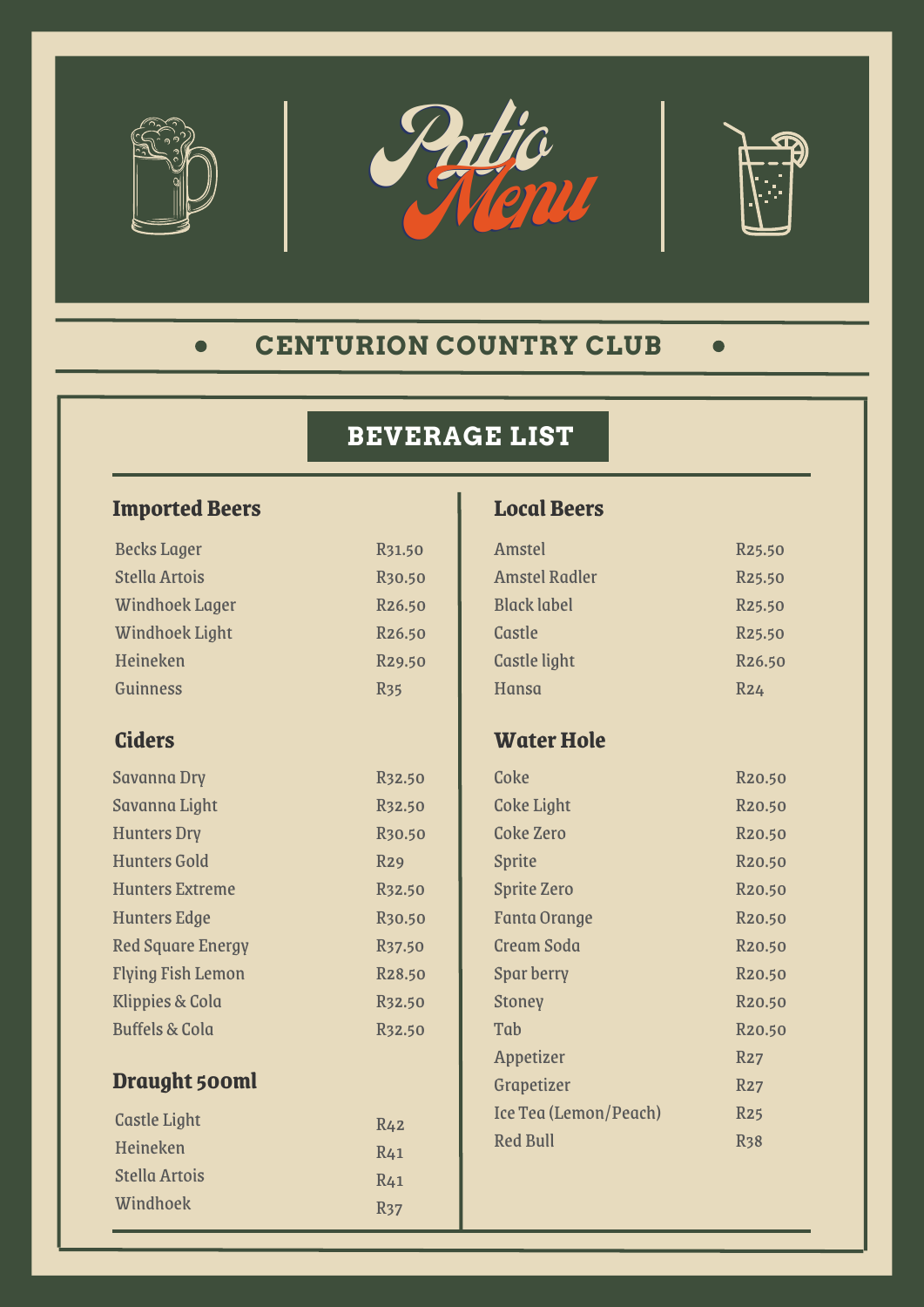# Patio Menu

## CENTURION COUNTRY CLUB

## BEVERAGE LIST

### Imported Beers

| Item | Price |
| --- | --- |
| Becks Lager | R31.50 |
| Stella Artois | R30.50 |
| Windhoek Lager | R26.50 |
| Windhoek Light | R26.50 |
| Heineken | R29.50 |
| Guinness | R35 |

### Ciders

| Item | Price |
| --- | --- |
| Savanna Dry | R32.50 |
| Savanna Light | R32.50 |
| Hunters Dry | R30.50 |
| Hunters Gold | R29 |
| Hunters Extreme | R32.50 |
| Hunters Edge | R30.50 |
| Red Square Energy | R37.50 |
| Flying Fish Lemon | R28.50 |
| Klippies & Cola | R32.50 |
| Buffels & Cola | R32.50 |

### Draught 500ml

| Item | Price |
| --- | --- |
| Castle Light | R42 |
| Heineken | R41 |
| Stella Artois | R41 |
| Windhoek | R37 |

### Local Beers

| Item | Price |
| --- | --- |
| Amstel | R25.50 |
| Amstel Radler | R25.50 |
| Black label | R25.50 |
| Castle | R25.50 |
| Castle light | R26.50 |
| Hansa | R24 |

### Water Hole

| Item | Price |
| --- | --- |
| Coke | R20.50 |
| Coke Light | R20.50 |
| Coke Zero | R20.50 |
| Sprite | R20.50 |
| Sprite Zero | R20.50 |
| Fanta Orange | R20.50 |
| Cream Soda | R20.50 |
| Spar berry | R20.50 |
| Stoney | R20.50 |
| Tab | R20.50 |
| Appetizer | R27 |
| Grapetizer | R27 |
| Ice Tea (Lemon/Peach) | R25 |
| Red Bull | R38 |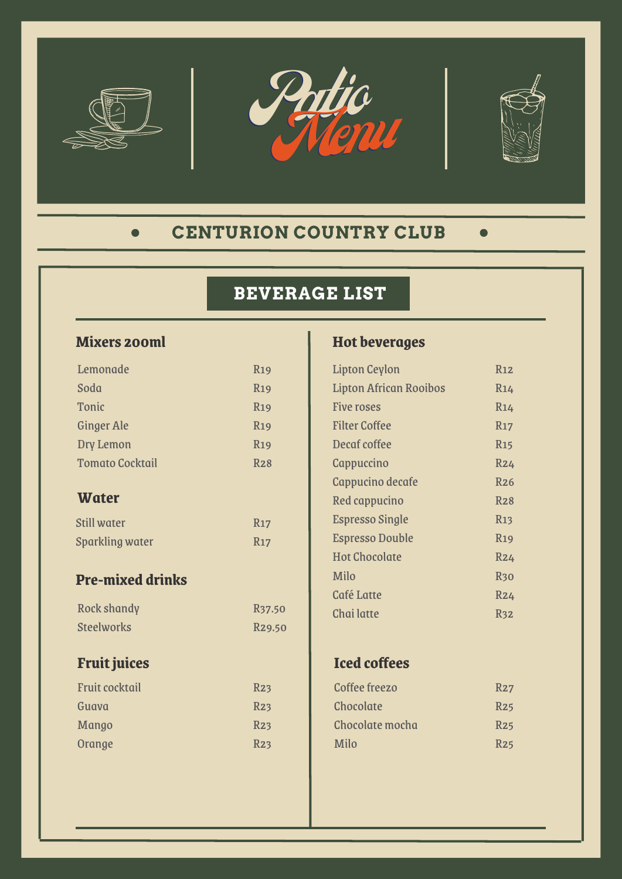# Patio Menu

## CENTURION COUNTRY CLUB

## BEVERAGE LIST

### Mixers 200ml

| Item | Price |
|---|---|
| Lemonade | R19 |
| Soda | R19 |
| Tonic | R19 |
| Ginger Ale | R19 |
| Dry Lemon | R19 |
| Tomato Cocktail | R28 |

### Water

| Item | Price |
|---|---|
| Still water | R17 |
| Sparkling water | R17 |

### Pre-mixed drinks

| Item | Price |
|---|---|
| Rock shandy | R37.50 |
| Steelworks | R29.50 |

### Fruit juices

| Item | Price |
|---|---|
| Fruit cocktail | R23 |
| Guava | R23 |
| Mango | R23 |
| Orange | R23 |

### Hot beverages

| Item | Price |
|---|---|
| Lipton Ceylon | R12 |
| Lipton African Rooibos | R14 |
| Five roses | R14 |
| Filter Coffee | R17 |
| Decaf coffee | R15 |
| Cappuccino | R24 |
| Cappucino decafe | R26 |
| Red cappucino | R28 |
| Espresso Single | R13 |
| Espresso Double | R19 |
| Hot Chocolate | R24 |
| Milo | R30 |
| Café Latte | R24 |
| Chai latte | R32 |

### Iced coffees

| Item | Price |
|---|---|
| Coffee freezo | R27 |
| Chocolate | R25 |
| Chocolate mocha | R25 |
| Milo | R25 |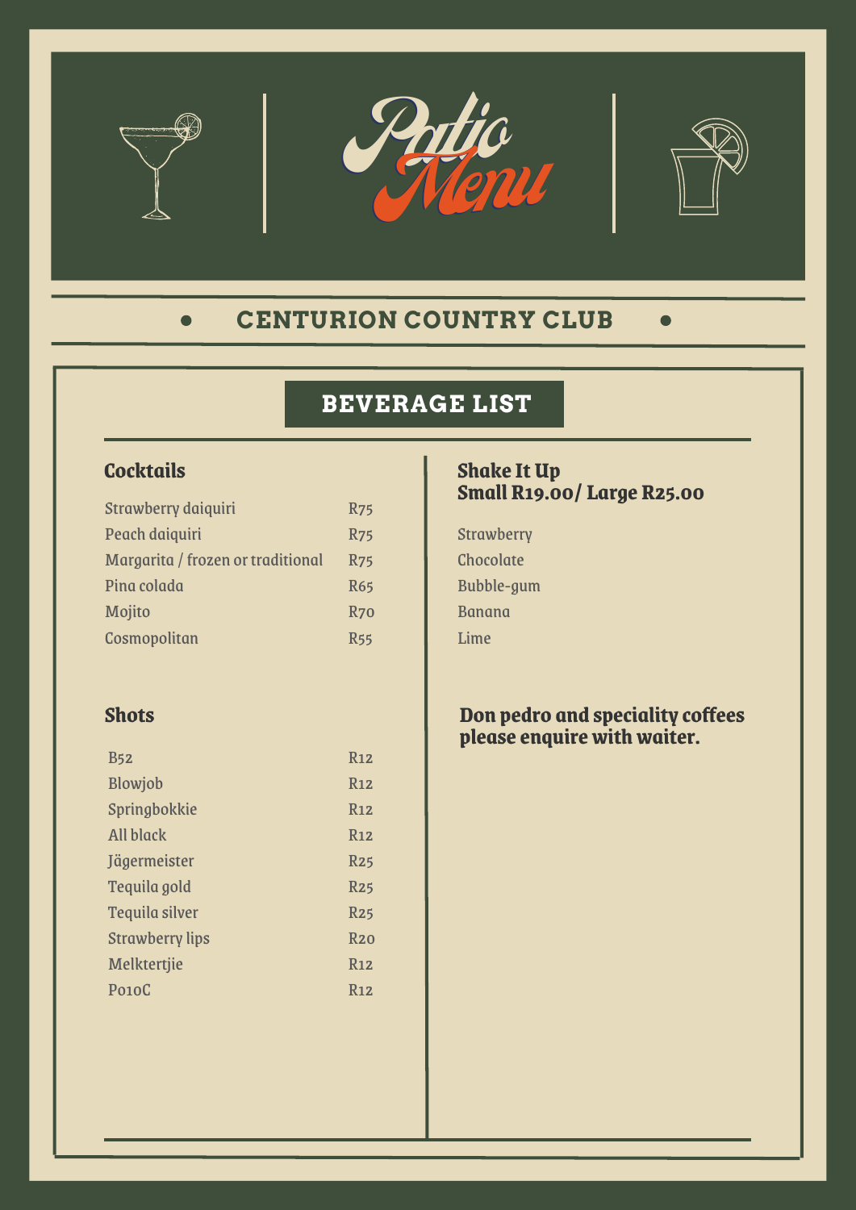# Patio Menu

## CENTURION COUNTRY CLUB

## BEVERAGE LIST

### Cocktails

| | |
|---|---|
| Strawberry daiquiri | R75 |
| Peach daiquiri | R75 |
| Margarita / frozen or traditional | R75 |
| Pina colada | R65 |
| Mojito | R70 |
| Cosmopolitan | R55 |

### Shots

| | |
|---|---|
| B52 | R12 |
| Blowjob | R12 |
| Springbokkie | R12 |
| All black | R12 |
| Jägermeister | R25 |
| Tequila gold | R25 |
| Tequila silver | R25 |
| Strawberry lips | R20 |
| Melktertjie | R12 |
| Po10C | R12 |

### Shake It Up
### Small R19.00/ Large R25.00

- Strawberry
- Chocolate
- Bubble-gum
- Banana
- Lime

**Don pedro and speciality coffees please enquire with waiter.**